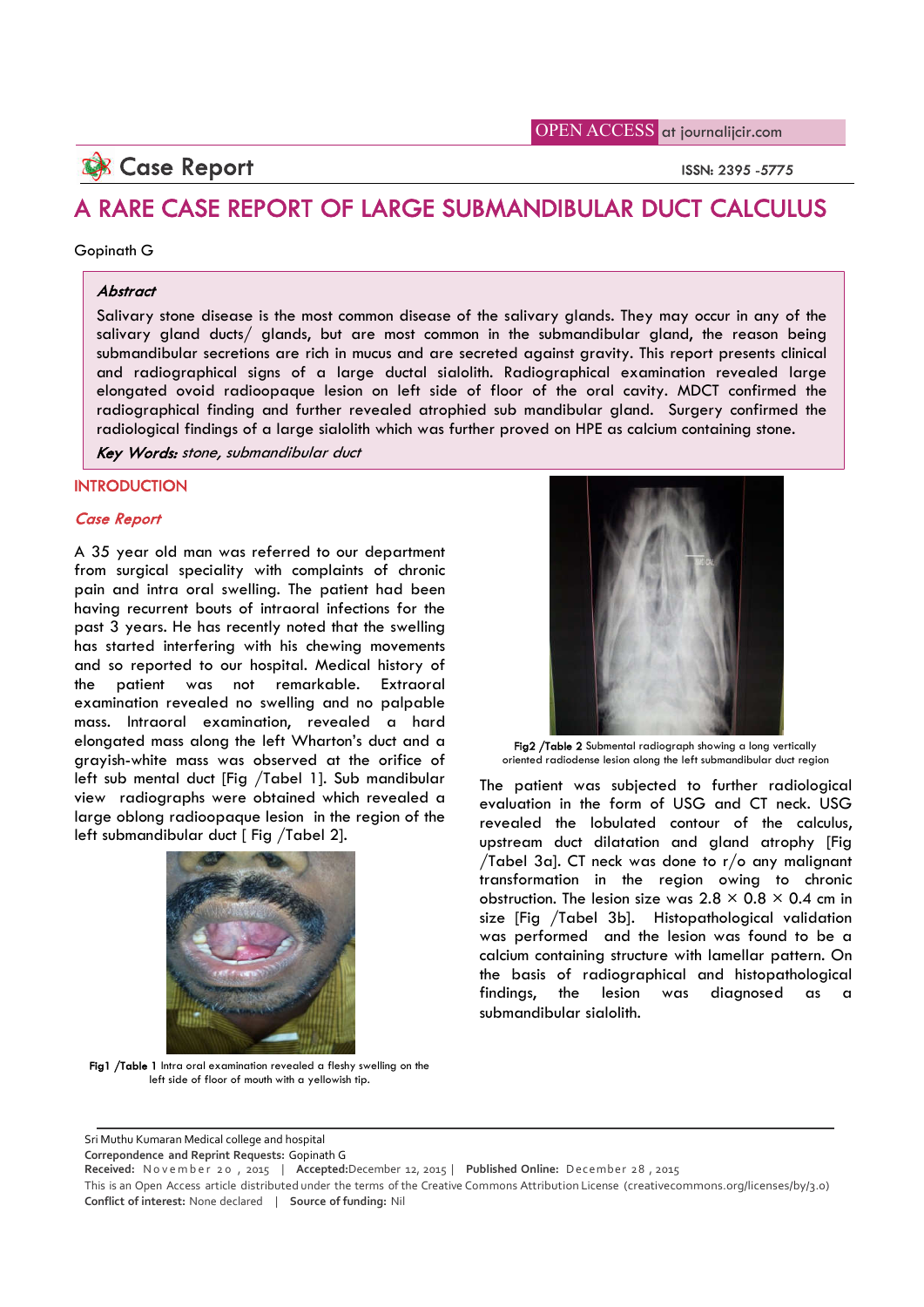# A RARE CASE REPORT OF LARGE SUBMANDIBULAR DUCT CALCULUS

Gopinath G

### *Abstract*

Salivary stone disease is the most common disease of the salivary glands. They may occur in any of the salivary gland ducts/ glands, but are most common in the submandibular gland, the reason being submandibular secretions are rich in mucus and are secreted against gravity. This report presents clinical and radiographical signs of a large ductal sialolith. Radiographical examination revealed large elongated ovoid radioopaque lesion on left side of floor of the oral cavity. MDCT confirmed the radiographical finding and further revealed atrophied sub mandibular gland. Surgery confirmed the radiological findings of a large sialolith which was further proved on HPE as calcium containing stone.

***Key Words:*** *stone, submandibular duct*

## INTRODUCTION

### *Case Report*

A 35 year old man was referred to our department from surgical speciality with complaints of chronic pain and intra oral swelling. The patient had been having recurrent bouts of intraoral infections for the past 3 years. He has recently noted that the swelling has started interfering with his chewing movements and so reported to our hospital. Medical history of the patient was not remarkable. Extraoral examination revealed no swelling and no palpable mass. Intraoral examination, revealed a hard elongated mass along the left Wharton's duct and a grayish-white mass was observed at the orifice of left sub mental duct [Fig /Tabel 1]. Sub mandibular view radiographs were obtained which revealed a large oblong radioopaque lesion in the region of the left submandibular duct [ Fig /Tabel 2].

**Fig1 /Table 1** Intra oral examination revealed a fleshy swelling on the left side of floor of mouth with a yellowish tip.

**Fig2 /Table 2** Submental radiograph showing a long vertically oriented radiodense lesion along the left submandibular duct region

The patient was subjected to further radiological evaluation in the form of USG and CT neck. USG revealed the lobulated contour of the calculus, upstream duct dilatation and gland atrophy [Fig /Tabel 3a]. CT neck was done to r/o any malignant transformation in the region owing to chronic obstruction. The lesion size was 2.8 × 0.8 × 0.4 cm in size [Fig /Tabel 3b]. Histopathological validation was performed and the lesion was found to be a calcium containing structure with lamellar pattern. On the basis of radiographical and histopathological findings, the lesion was diagnosed as a submandibular sialolith.

Sri Muthu Kumaran Medical college and hospital
**Correpondence and Reprint Requests:** Gopinath G
**Received:** November 20 , 2015 | **Accepted:** December 12, 2015 | **Published Online:** December 28 , 2015
This is an Open Access article distributed under the terms of the Creative Commons Attribution License (creativecommons.org/licenses/by/3.0)
**Conflict of interest:** None declared | **Source of funding:** Nil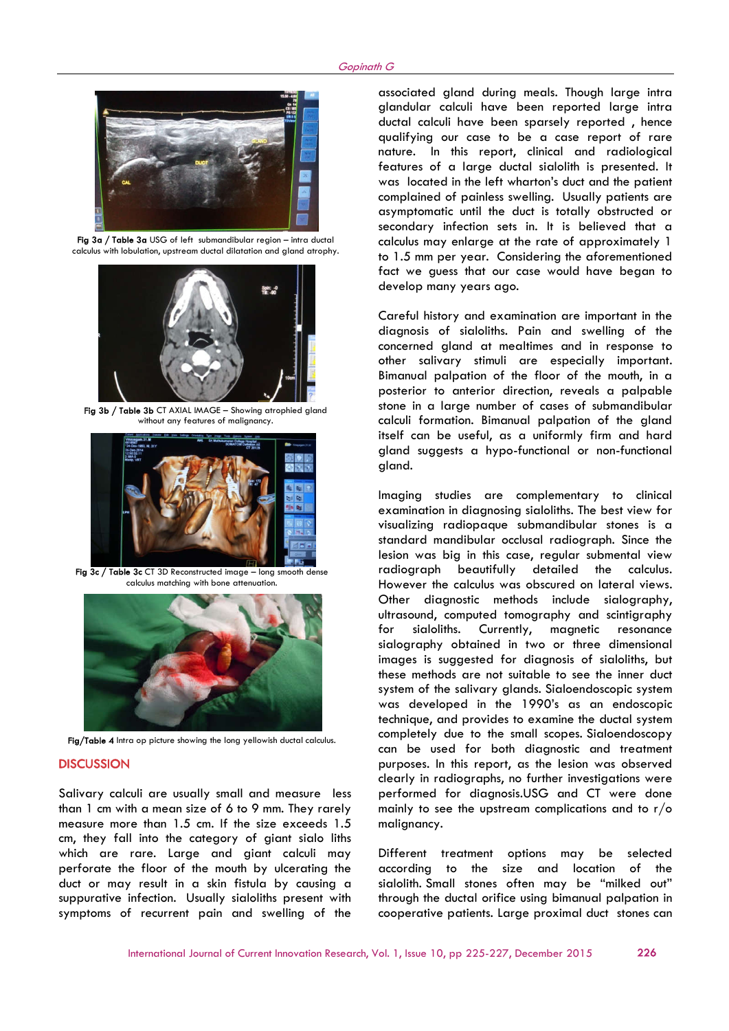Fig 3a / Table 3a USG of left submandibular region – intra ductal calculus with lobulation, upstream ductal dilatation and gland atrophy.

Fig 3b / Table 3b CT AXIAL IMAGE – Showing atrophied gland without any features of malignancy.

Fig 3c / Table 3c CT 3D Reconstructed image – long smooth dense calculus matching with bone attenuation.

Fig/Table 4 Intra op picture showing the long yellowish ductal calculus.

## DISCUSSION

Salivary calculi are usually small and measure less than 1 cm with a mean size of 6 to 9 mm. They rarely measure more than 1.5 cm. If the size exceeds 1.5 cm, they fall into the category of giant sialo liths which are rare. Large and giant calculi may perforate the floor of the mouth by ulcerating the duct or may result in a skin fistula by causing a suppurative infection. Usually sialoliths present with symptoms of recurrent pain and swelling of the associated gland during meals. Though large intra glandular calculi have been reported large intra ductal calculi have been sparsely reported , hence qualifying our case to be a case report of rare nature. In this report, clinical and radiological features of a large ductal sialolith is presented. It was located in the left wharton's duct and the patient complained of painless swelling. Usually patients are asymptomatic until the duct is totally obstructed or secondary infection sets in. It is believed that a calculus may enlarge at the rate of approximately 1 to 1.5 mm per year. Considering the aforementioned fact we guess that our case would have began to develop many years ago.

Careful history and examination are important in the diagnosis of sialoliths. Pain and swelling of the concerned gland at mealtimes and in response to other salivary stimuli are especially important. Bimanual palpation of the floor of the mouth, in a posterior to anterior direction, reveals a palpable stone in a large number of cases of submandibular calculi formation. Bimanual palpation of the gland itself can be useful, as a uniformly firm and hard gland suggests a hypo-functional or non-functional gland.

Imaging studies are complementary to clinical examination in diagnosing sialoliths. The best view for visualizing radiopaque submandibular stones is a standard mandibular occlusal radiograph. Since the lesion was big in this case, regular submental view radiograph beautifully detailed the calculus. However the calculus was obscured on lateral views. Other diagnostic methods include sialography, ultrasound, computed tomography and scintigraphy for sialoliths. Currently, magnetic resonance sialography obtained in two or three dimensional images is suggested for diagnosis of sialoliths, but these methods are not suitable to see the inner duct system of the salivary glands. Sialoendoscopic system was developed in the 1990's as an endoscopic technique, and provides to examine the ductal system completely due to the small scopes. Sialoendoscopy can be used for both diagnostic and treatment purposes. In this report, as the lesion was observed clearly in radiographs, no further investigations were performed for diagnosis.USG and CT were done mainly to see the upstream complications and to r/o malignancy.

Different treatment options may be selected according to the size and location of the sialolith. Small stones often may be "milked out" through the ductal orifice using bimanual palpation in cooperative patients. Large proximal duct stones can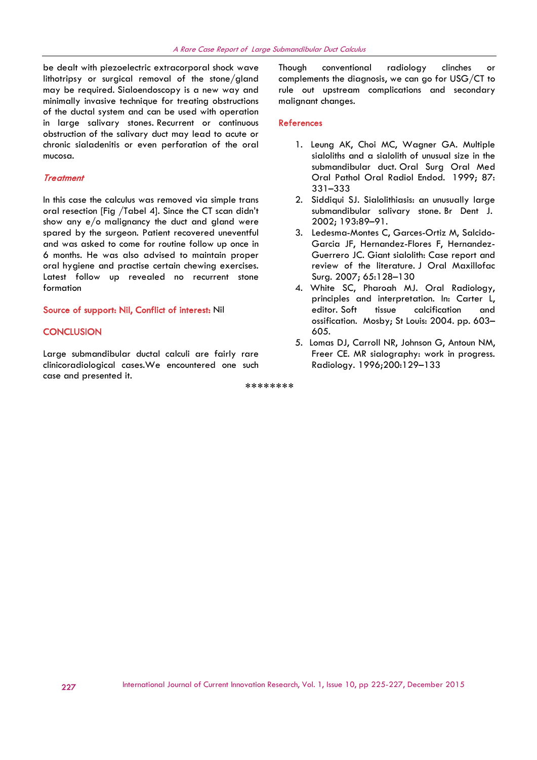be dealt with piezoelectric extracorporeal shock wave lithotripsy or surgical removal of the stone/gland may be required. Sialoendoscopy is a new way and minimally invasive technique for treating obstructions of the ductal system and can be used with operation in large salivary stones. Recurrent or continuous obstruction of the salivary duct may lead to acute or chronic sialadenitis or even perforation of the oral mucosa.

### *Treatment*

In this case the calculus was removed via simple trans oral resection [Fig /Tabel 4]. Since the CT scan didn't show any e/o malignancy the duct and gland were spared by the surgeon. Patient recovered uneventful and was asked to come for routine follow up once in 6 months. He was also advised to maintain proper oral hygiene and practise certain chewing exercises. Latest follow up revealed no recurrent stone formation

**Source of support: Nil, Conflict of interest:** Nil

## CONCLUSION

Large submandibular ductal calculi are fairly rare clinicoradiological cases.We encountered one such case and presented it.

Though conventional radiology clinches or complements the diagnosis, we can go for USG/CT to rule out upstream complications and secondary malignant changes.

## References

1. Leung AK, Choi MC, Wagner GA. Multiple sialoliths and a sialolith of unusual size in the submandibular duct. Oral Surg Oral Med Oral Pathol Oral Radiol Endod. 1999; 87: 331–333
2. Siddiqui SJ. Sialolithiasis: an unusually large submandibular salivary stone. Br Dent J. 2002; 193:89–91.
3. Ledesma-Montes C, Garces-Ortiz M, Salcido-Garcia JF, Hernandez-Flores F, Hernandez-Guerrero JC. Giant sialolith: Case report and review of the literature. J Oral Maxillofac Surg. 2007; 65:128–130
4. White SC, Pharoah MJ. Oral Radiology, principles and interpretation. In: Carter L, editor. Soft tissue calcification and ossification. Mosby; St Louis: 2004. pp. 603–605.
5. Lomas DJ, Carroll NR, Johnson G, Antoun NM, Freer CE. MR sialography: work in progress. Radiology. 1996;200:129–133

********